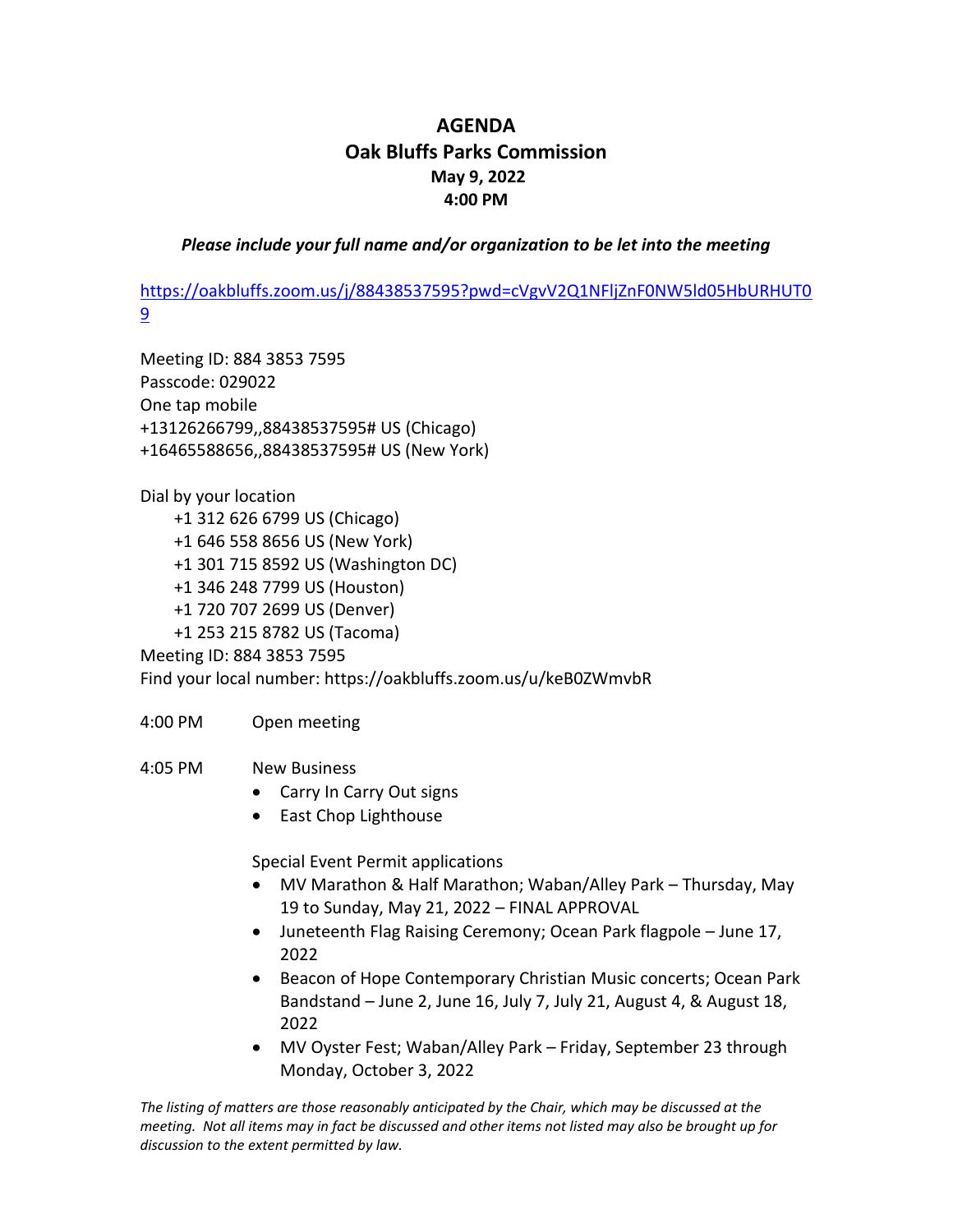# AGENDA
## Oak Bluffs Parks Commission
### May 9, 2022
### 4:00 PM

***Please include your full name and/or organization to be let into the meeting***

https://oakbluffs.zoom.us/j/88438537595?pwd=cVgvV2Q1NFljZnF0NW5ld05HbURHUT09

Meeting ID: 884 3853 7595
Passcode: 029022
One tap mobile
+13126266799,,88438537595# US (Chicago)
+16465588656,,88438537595# US (New York)

Dial by your location
- +1 312 626 6799 US (Chicago)
- +1 646 558 8656 US (New York)
- +1 301 715 8592 US (Washington DC)
- +1 346 248 7799 US (Houston)
- +1 720 707 2699 US (Denver)
- +1 253 215 8782 US (Tacoma)

Meeting ID: 884 3853 7595
Find your local number: https://oakbluffs.zoom.us/u/keB0ZWmvbR

4:00 PM Open meeting

4:05 PM New Business

- Carry In Carry Out signs
- East Chop Lighthouse

Special Event Permit applications

- MV Marathon & Half Marathon; Waban/Alley Park – Thursday, May 19 to Sunday, May 21, 2022 – FINAL APPROVAL
- Juneteenth Flag Raising Ceremony; Ocean Park flagpole – June 17, 2022
- Beacon of Hope Contemporary Christian Music concerts; Ocean Park Bandstand – June 2, June 16, July 7, July 21, August 4, & August 18, 2022
- MV Oyster Fest; Waban/Alley Park – Friday, September 23 through Monday, October 3, 2022

*The listing of matters are those reasonably anticipated by the Chair, which may be discussed at the meeting. Not all items may in fact be discussed and other items not listed may also be brought up for discussion to the extent permitted by law.*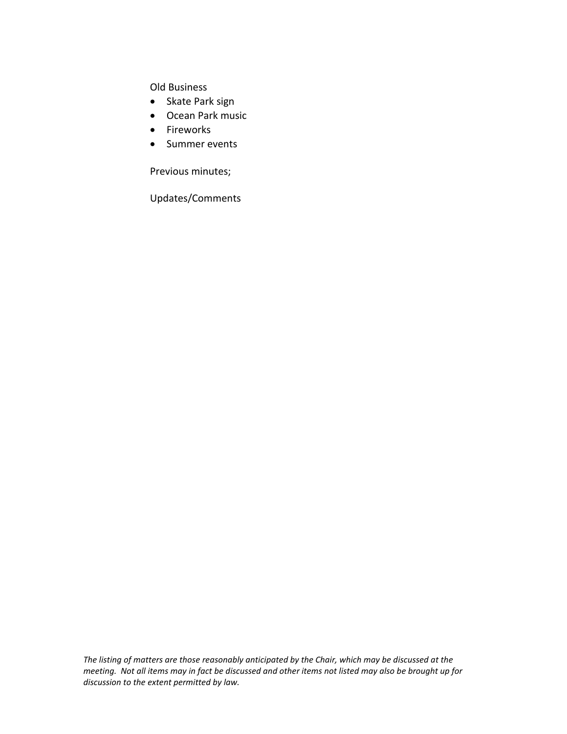Old Business

- Skate Park sign
- Ocean Park music
- Fireworks
- Summer events

Previous minutes;

Updates/Comments

*The listing of matters are those reasonably anticipated by the Chair, which may be discussed at the meeting. Not all items may in fact be discussed and other items not listed may also be brought up for discussion to the extent permitted by law.*